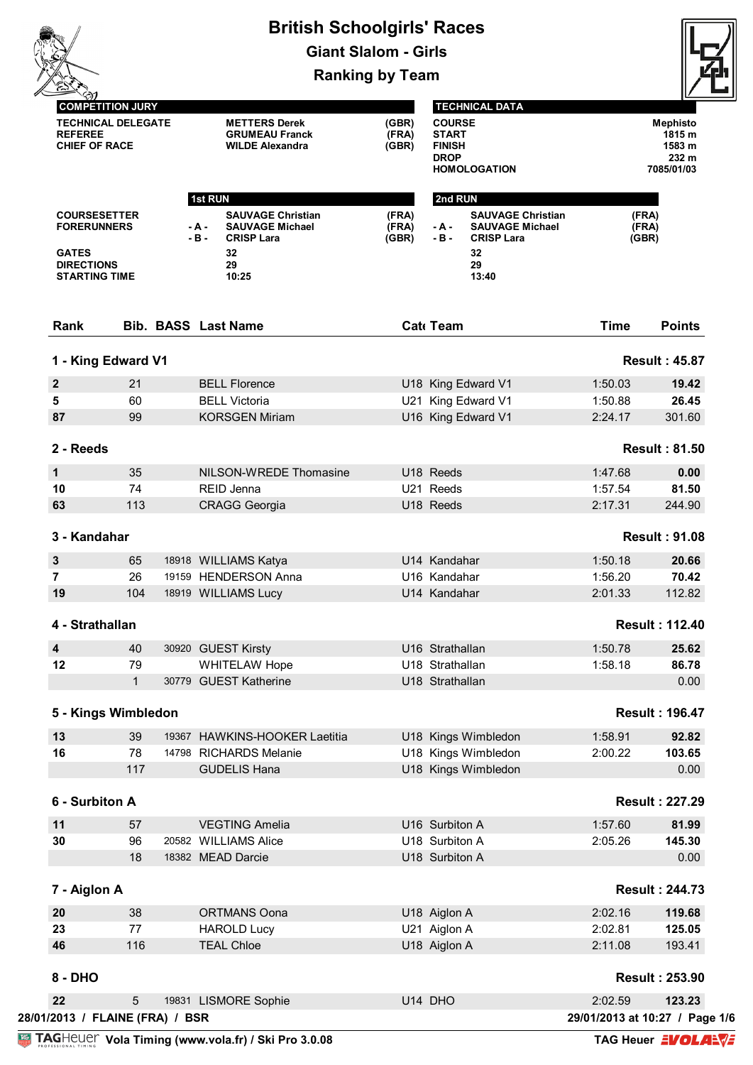# British Schoolgirls' Races

## Giant Slalom - Girls

## Ranking by Team

| COMPETITION JURY | | |
|---|---|---|
| TECHNICAL DELEGATE | METTERS Derek | (GBR) |
| REFEREE | GRUMEAU Franck | (FRA) |
| CHIEF OF RACE | WILDE Alexandra | (GBR) |

| TECHNICAL DATA | |
|---|---|
| COURSE | Mephisto |
| START | 1815 m |
| FINISH | 1583 m |
| DROP | 232 m |
| HOMOLOGATION | 7085/01/03 |

| | 1st RUN | | 2nd RUN | |
|---|---|---|---|---|
| COURSESETTER | SAUVAGE Christian | (FRA) | SAUVAGE Christian | (FRA) |
| FORERUNNERS | -A- SAUVAGE Michael | (FRA) | -A- SAUVAGE Michael | (FRA) |
| | -B- CRISP Lara | (GBR) | -B- CRISP Lara | (GBR) |
| GATES | 32 | | 32 | |
| DIRECTIONS | 29 | | 29 | |
| STARTING TIME | 10:25 | | 13:40 | |

| Rank | Bib. | BASS | Last Name | Cat | Team | Time | Points |
|---|---|---|---|---|---|---|---|
| **1 - King Edward V1** | | | | | | | **Result : 45.87** |
| **2** | 21 | | BELL Florence | U18 | King Edward V1 | 1:50.03 | **19.42** |
| **5** | 60 | | BELL Victoria | U21 | King Edward V1 | 1:50.88 | **26.45** |
| **87** | 99 | | KORSGEN Miriam | U16 | King Edward V1 | 2:24.17 | 301.60 |
| **2 - Reeds** | | | | | | | **Result : 81.50** |
| **1** | 35 | | NILSON-WREDE Thomasine | U18 | Reeds | 1:47.68 | **0.00** |
| **10** | 74 | | REID Jenna | U21 | Reeds | 1:57.54 | **81.50** |
| **63** | 113 | | CRAGG Georgia | U18 | Reeds | 2:17.31 | 244.90 |
| **3 - Kandahar** | | | | | | | **Result : 91.08** |
| **3** | 65 | 18918 | WILLIAMS Katya | U14 | Kandahar | 1:50.18 | **20.66** |
| **7** | 26 | 19159 | HENDERSON Anna | U16 | Kandahar | 1:56.20 | **70.42** |
| **19** | 104 | 18919 | WILLIAMS Lucy | U14 | Kandahar | 2:01.33 | 112.82 |
| **4 - Strathallan** | | | | | | | **Result : 112.40** |
| **4** | 40 | 30920 | GUEST Kirsty | U16 | Strathallan | 1:50.78 | **25.62** |
| **12** | 79 | | WHITELAW Hope | U18 | Strathallan | 1:58.18 | **86.78** |
| | 1 | 30779 | GUEST Katherine | U18 | Strathallan | | 0.00 |
| **5 - Kings Wimbledon** | | | | | | | **Result : 196.47** |
| **13** | 39 | 19367 | HAWKINS-HOOKER Laetitia | U18 | Kings Wimbledon | 1:58.91 | **92.82** |
| **16** | 78 | 14798 | RICHARDS Melanie | U18 | Kings Wimbledon | 2:00.22 | **103.65** |
| | 117 | | GUDELIS Hana | U18 | Kings Wimbledon | | 0.00 |
| **6 - Surbiton A** | | | | | | | **Result : 227.29** |
| **11** | 57 | | VEGTING Amelia | U16 | Surbiton A | 1:57.60 | **81.99** |
| **30** | 96 | 20582 | WILLIAMS Alice | U18 | Surbiton A | 2:05.26 | **145.30** |
| | 18 | 18382 | MEAD Darcie | U18 | Surbiton A | | 0.00 |
| **7 - Aiglon A** | | | | | | | **Result : 244.73** |
| **20** | 38 | | ORTMANS Oona | U18 | Aiglon A | 2:02.16 | **119.68** |
| **23** | 77 | | HAROLD Lucy | U21 | Aiglon A | 2:02.81 | **125.05** |
| **46** | 116 | | TEAL Chloe | U18 | Aiglon A | 2:11.08 | 193.41 |
| **8 - DHO** | | | | | | | **Result : 253.90** |
| **22** | 5 | 19831 | LISMORE Sophie | U14 | DHO | 2:02.59 | **123.23** |

28/01/2013 / FLAINE (FRA) / BSR — 29/01/2013 at 10:27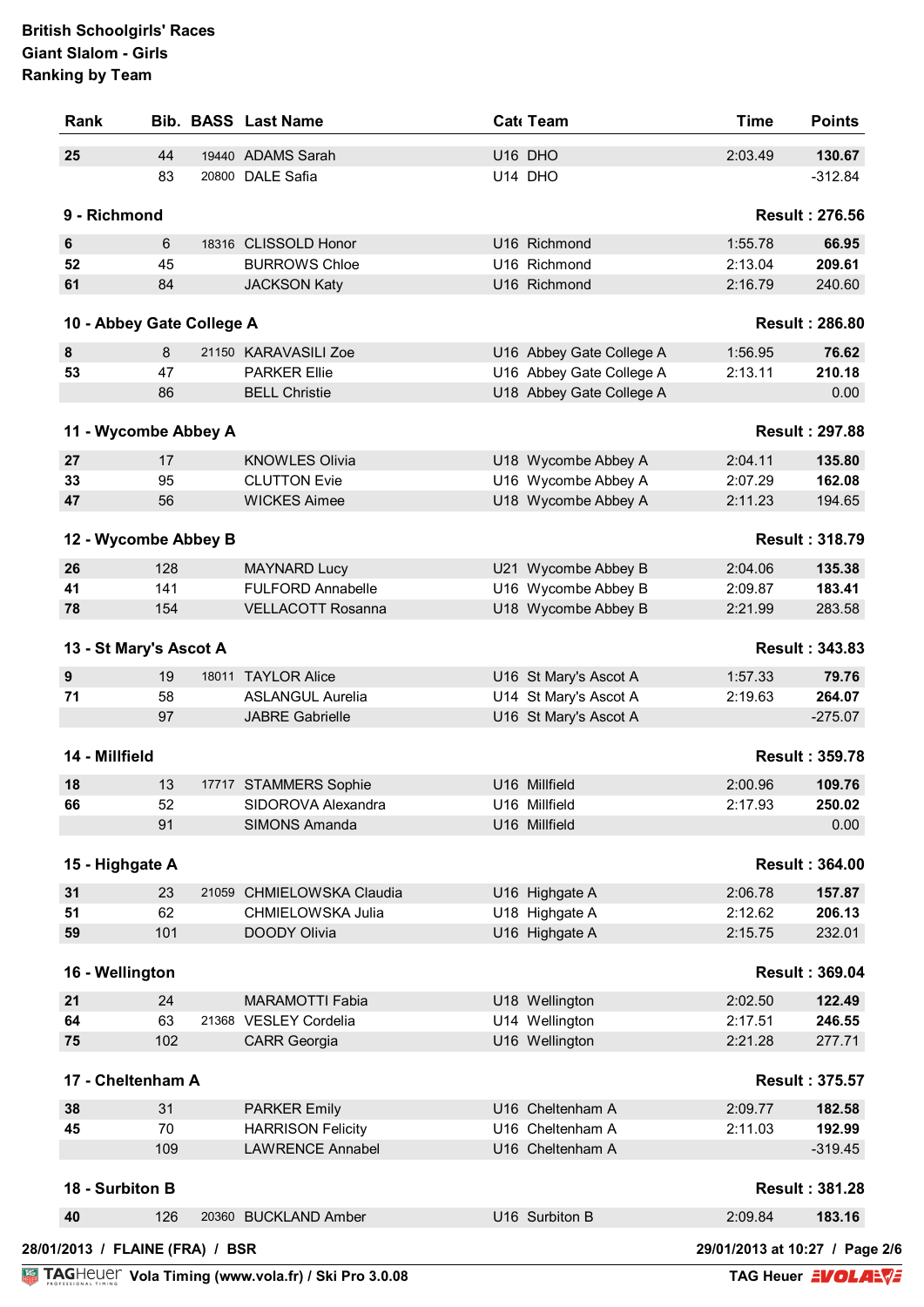**British Schoolgirls' Races**
**Giant Slalom - Girls**
**Ranking by Team**

| Rank | Bib. | BASS | Last Name | Cat. | Team | Time | Points |
|---|---|---|---|---|---|---|---|
| **25** | 44 | 19440 | ADAMS Sarah | U16 | DHO | 2:03.49 | **130.67** |
| | 83 | 20800 | DALE Safia | U14 | DHO | | -312.84 |

**9 - Richmond** — **Result : 276.56**

| Rank | Bib. | BASS | Last Name | Cat. | Team | Time | Points |
|---|---|---|---|---|---|---|---|
| **6** | 6 | 18316 | CLISSOLD Honor | U16 | Richmond | 1:55.78 | **66.95** |
| **52** | 45 | | BURROWS Chloe | U16 | Richmond | 2:13.04 | **209.61** |
| **61** | 84 | | JACKSON Katy | U16 | Richmond | 2:16.79 | 240.60 |

**10 - Abbey Gate College A** — **Result : 286.80**

| Rank | Bib. | BASS | Last Name | Cat. | Team | Time | Points |
|---|---|---|---|---|---|---|---|
| **8** | 8 | 21150 | KARAVASILI Zoe | U16 | Abbey Gate College A | 1:56.95 | **76.62** |
| **53** | 47 | | PARKER Ellie | U16 | Abbey Gate College A | 2:13.11 | **210.18** |
| | 86 | | BELL Christie | U18 | Abbey Gate College A | | 0.00 |

**11 - Wycombe Abbey A** — **Result : 297.88**

| Rank | Bib. | BASS | Last Name | Cat. | Team | Time | Points |
|---|---|---|---|---|---|---|---|
| **27** | 17 | | KNOWLES Olivia | U18 | Wycombe Abbey A | 2:04.11 | **135.80** |
| **33** | 95 | | CLUTTON Evie | U16 | Wycombe Abbey A | 2:07.29 | **162.08** |
| **47** | 56 | | WICKES Aimee | U18 | Wycombe Abbey A | 2:11.23 | 194.65 |

**12 - Wycombe Abbey B** — **Result : 318.79**

| Rank | Bib. | BASS | Last Name | Cat. | Team | Time | Points |
|---|---|---|---|---|---|---|---|
| **26** | 128 | | MAYNARD Lucy | U21 | Wycombe Abbey B | 2:04.06 | **135.38** |
| **41** | 141 | | FULFORD Annabelle | U16 | Wycombe Abbey B | 2:09.87 | **183.41** |
| **78** | 154 | | VELLACOTT Rosanna | U18 | Wycombe Abbey B | 2:21.99 | 283.58 |

**13 - St Mary's Ascot A** — **Result : 343.83**

| Rank | Bib. | BASS | Last Name | Cat. | Team | Time | Points |
|---|---|---|---|---|---|---|---|
| **9** | 19 | 18011 | TAYLOR Alice | U16 | St Mary's Ascot A | 1:57.33 | **79.76** |
| **71** | 58 | | ASLANGUL Aurelia | U14 | St Mary's Ascot A | 2:19.63 | **264.07** |
| | 97 | | JABRE Gabrielle | U16 | St Mary's Ascot A | | -275.07 |

**14 - Millfield** — **Result : 359.78**

| Rank | Bib. | BASS | Last Name | Cat. | Team | Time | Points |
|---|---|---|---|---|---|---|---|
| **18** | 13 | 17717 | STAMMERS Sophie | U16 | Millfield | 2:00.96 | **109.76** |
| **66** | 52 | | SIDOROVA Alexandra | U16 | Millfield | 2:17.93 | **250.02** |
| | 91 | | SIMONS Amanda | U16 | Millfield | | 0.00 |

**15 - Highgate A** — **Result : 364.00**

| Rank | Bib. | BASS | Last Name | Cat. | Team | Time | Points |
|---|---|---|---|---|---|---|---|
| **31** | 23 | 21059 | CHMIELOWSKA Claudia | U16 | Highgate A | 2:06.78 | **157.87** |
| **51** | 62 | | CHMIELOWSKA Julia | U18 | Highgate A | 2:12.62 | **206.13** |
| **59** | 101 | | DOODY Olivia | U16 | Highgate A | 2:15.75 | 232.01 |

**16 - Wellington** — **Result : 369.04**

| Rank | Bib. | BASS | Last Name | Cat. | Team | Time | Points |
|---|---|---|---|---|---|---|---|
| **21** | 24 | | MARAMOTTI Fabia | U18 | Wellington | 2:02.50 | **122.49** |
| **64** | 63 | 21368 | VESLEY Cordelia | U14 | Wellington | 2:17.51 | **246.55** |
| **75** | 102 | | CARR Georgia | U16 | Wellington | 2:21.28 | 277.71 |

**17 - Cheltenham A** — **Result : 375.57**

| Rank | Bib. | BASS | Last Name | Cat. | Team | Time | Points |
|---|---|---|---|---|---|---|---|
| **38** | 31 | | PARKER Emily | U16 | Cheltenham A | 2:09.77 | **182.58** |
| **45** | 70 | | HARRISON Felicity | U16 | Cheltenham A | 2:11.03 | **192.99** |
| | 109 | | LAWRENCE Annabel | U16 | Cheltenham A | | -319.45 |

**18 - Surbiton B** — **Result : 381.28**

| Rank | Bib. | BASS | Last Name | Cat. | Team | Time | Points |
|---|---|---|---|---|---|---|---|
| **40** | 126 | 20360 | BUCKLAND Amber | U16 | Surbiton B | 2:09.84 | **183.16** |

28/01/2013 / FLAINE (FRA) / BSR

29/01/2013 at 10:27

TAG Heuer Vola Timing (www.vola.fr) / Ski Pro 3.0.08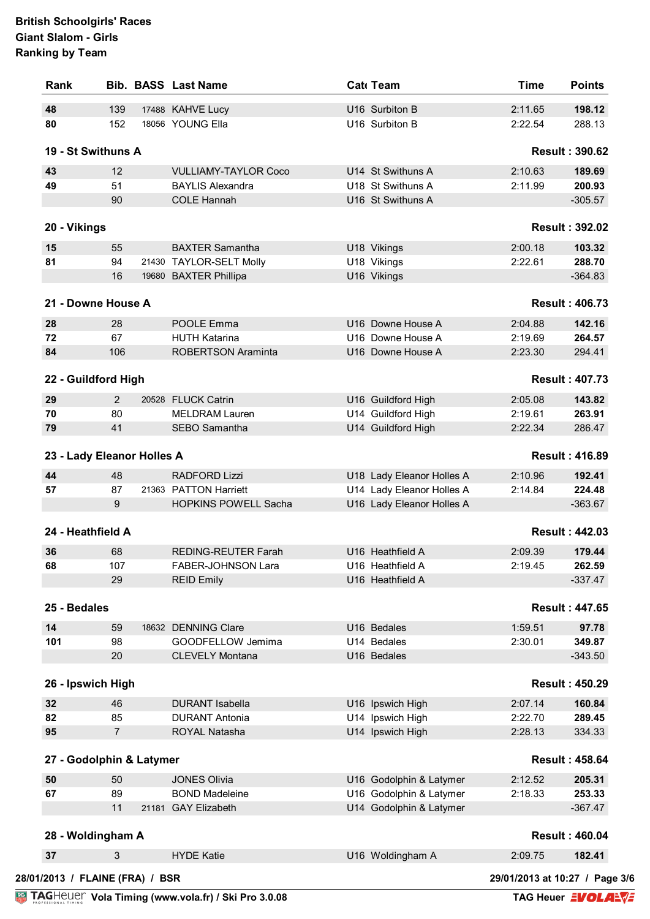**British Schoolgirls' Races**
**Giant Slalom - Girls**
**Ranking by Team**

| Rank | Bib. | BASS | Last Name | Cat | Team | Time | Points |
|---|---|---|---|---|---|---|---|
| **48** | 139 | 17488 | KAHVE Lucy | U16 | Surbiton B | 2:11.65 | **198.12** |
| **80** | 152 | 18056 | YOUNG Ella | U16 | Surbiton B | 2:22.54 | 288.13 |
| **19 - St Swithuns A** | | | | | | | **Result : 390.62** |
| **43** | 12 | | VULLIAMY-TAYLOR Coco | U14 | St Swithuns A | 2:10.63 | **189.69** |
| **49** | 51 | | BAYLIS Alexandra | U18 | St Swithuns A | 2:11.99 | **200.93** |
| | 90 | | COLE Hannah | U16 | St Swithuns A | | -305.57 |
| **20 - Vikings** | | | | | | | **Result : 392.02** |
| **15** | 55 | | BAXTER Samantha | U18 | Vikings | 2:00.18 | **103.32** |
| **81** | 94 | 21430 | TAYLOR-SELT Molly | U18 | Vikings | 2:22.61 | **288.70** |
| | 16 | 19680 | BAXTER Phillipa | U16 | Vikings | | -364.83 |
| **21 - Downe House A** | | | | | | | **Result : 406.73** |
| **28** | 28 | | POOLE Emma | U16 | Downe House A | 2:04.88 | **142.16** |
| **72** | 67 | | HUTH Katarina | U16 | Downe House A | 2:19.69 | **264.57** |
| **84** | 106 | | ROBERTSON Araminta | U16 | Downe House A | 2:23.30 | 294.41 |
| **22 - Guildford High** | | | | | | | **Result : 407.73** |
| **29** | 2 | 20528 | FLUCK Catrin | U16 | Guildford High | 2:05.08 | **143.82** |
| **70** | 80 | | MELDRAM Lauren | U14 | Guildford High | 2:19.61 | **263.91** |
| **79** | 41 | | SEBO Samantha | U14 | Guildford High | 2:22.34 | 286.47 |
| **23 - Lady Eleanor Holles A** | | | | | | | **Result : 416.89** |
| **44** | 48 | | RADFORD Lizzi | U18 | Lady Eleanor Holles A | 2:10.96 | **192.41** |
| **57** | 87 | 21363 | PATTON Harriett | U14 | Lady Eleanor Holles A | 2:14.84 | **224.48** |
| | 9 | | HOPKINS POWELL Sacha | U16 | Lady Eleanor Holles A | | -363.67 |
| **24 - Heathfield A** | | | | | | | **Result : 442.03** |
| **36** | 68 | | REDING-REUTER Farah | U16 | Heathfield A | 2:09.39 | **179.44** |
| **68** | 107 | | FABER-JOHNSON Lara | U16 | Heathfield A | 2:19.45 | **262.59** |
| | 29 | | REID Emily | U16 | Heathfield A | | -337.47 |
| **25 - Bedales** | | | | | | | **Result : 447.65** |
| **14** | 59 | 18632 | DENNING Clare | U16 | Bedales | 1:59.51 | **97.78** |
| **101** | 98 | | GOODFELLOW Jemima | U14 | Bedales | 2:30.01 | **349.87** |
| | 20 | | CLEVELY Montana | U16 | Bedales | | -343.50 |
| **26 - Ipswich High** | | | | | | | **Result : 450.29** |
| **32** | 46 | | DURANT Isabella | U16 | Ipswich High | 2:07.14 | **160.84** |
| **82** | 85 | | DURANT Antonia | U14 | Ipswich High | 2:22.70 | **289.45** |
| **95** | 7 | | ROYAL Natasha | U14 | Ipswich High | 2:28.13 | 334.33 |
| **27 - Godolphin & Latymer** | | | | | | | **Result : 458.64** |
| **50** | 50 | | JONES Olivia | U16 | Godolphin & Latymer | 2:12.52 | **205.31** |
| **67** | 89 | | BOND Madeleine | U16 | Godolphin & Latymer | 2:18.33 | **253.33** |
| | 11 | 21181 | GAY Elizabeth | U14 | Godolphin & Latymer | | -367.47 |
| **28 - Woldingham A** | | | | | | | **Result : 460.04** |
| **37** | 3 | | HYDE Katie | U16 | Woldingham A | 2:09.75 | **182.41** |

28/01/2013 / FLAINE (FRA) / BSR

29/01/2013 at 10:27

Vola Timing (www.vola.fr) / Ski Pro 3.0.08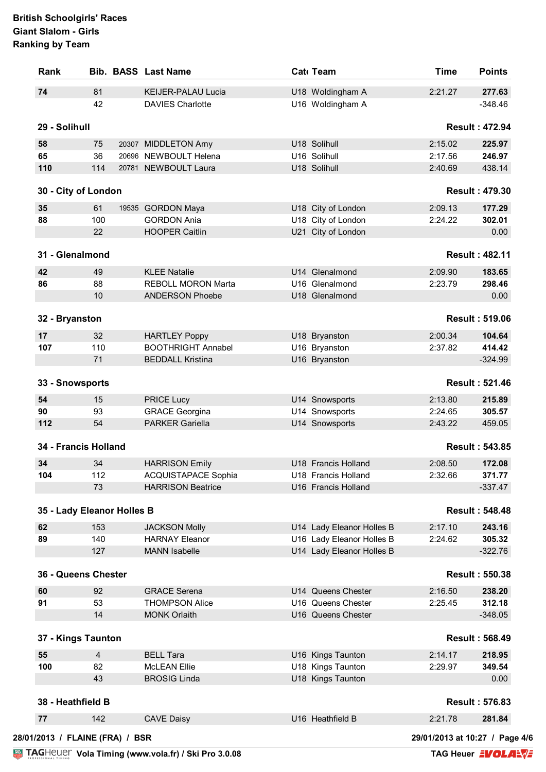**British Schoolgirls' Races**
**Giant Slalom - Girls**
**Ranking by Team**

| Rank | Bib. | BASS | Last Name | Cat | Team | Time | Points |
|---|---|---|---|---|---|---|---|
| **74** | 81 | | KEIJER-PALAU Lucia | U18 | Woldingham A | 2:21.27 | **277.63** |
| | 42 | | DAVIES Charlotte | U16 | Woldingham A | | -348.46 |
| **29 - Solihull** | | | | | | | **Result : 472.94** |
| **58** | 75 | 20307 | MIDDLETON Amy | U18 | Solihull | 2:15.02 | **225.97** |
| **65** | 36 | 20696 | NEWBOULT Helena | U16 | Solihull | 2:17.56 | **246.97** |
| **110** | 114 | 20781 | NEWBOULT Laura | U18 | Solihull | 2:40.69 | 438.14 |
| **30 - City of London** | | | | | | | **Result : 479.30** |
| **35** | 61 | 19535 | GORDON Maya | U18 | City of London | 2:09.13 | **177.29** |
| **88** | 100 | | GORDON Ania | U18 | City of London | 2:24.22 | **302.01** |
| | 22 | | HOOPER Caitlin | U21 | City of London | | 0.00 |
| **31 - Glenalmond** | | | | | | | **Result : 482.11** |
| **42** | 49 | | KLEE Natalie | U14 | Glenalmond | 2:09.90 | **183.65** |
| **86** | 88 | | REBOLL MORON Marta | U16 | Glenalmond | 2:23.79 | **298.46** |
| | 10 | | ANDERSON Phoebe | U18 | Glenalmond | | 0.00 |
| **32 - Bryanston** | | | | | | | **Result : 519.06** |
| **17** | 32 | | HARTLEY Poppy | U18 | Bryanston | 2:00.34 | **104.64** |
| **107** | 110 | | BOOTHRIGHT Annabel | U16 | Bryanston | 2:37.82 | **414.42** |
| | 71 | | BEDDALL Kristina | U16 | Bryanston | | -324.99 |
| **33 - Snowsports** | | | | | | | **Result : 521.46** |
| **54** | 15 | | PRICE Lucy | U14 | Snowsports | 2:13.80 | **215.89** |
| **90** | 93 | | GRACE Georgina | U14 | Snowsports | 2:24.65 | **305.57** |
| **112** | 54 | | PARKER Gariella | U14 | Snowsports | 2:43.22 | 459.05 |
| **34 - Francis Holland** | | | | | | | **Result : 543.85** |
| **34** | 34 | | HARRISON Emily | U18 | Francis Holland | 2:08.50 | **172.08** |
| **104** | 112 | | ACQUISTAPACE Sophia | U18 | Francis Holland | 2:32.66 | **371.77** |
| | 73 | | HARRISON Beatrice | U16 | Francis Holland | | -337.47 |
| **35 - Lady Eleanor Holles B** | | | | | | | **Result : 548.48** |
| **62** | 153 | | JACKSON Molly | U14 | Lady Eleanor Holles B | 2:17.10 | **243.16** |
| **89** | 140 | | HARNAY Eleanor | U16 | Lady Eleanor Holles B | 2:24.62 | **305.32** |
| | 127 | | MANN Isabelle | U14 | Lady Eleanor Holles B | | -322.76 |
| **36 - Queens Chester** | | | | | | | **Result : 550.38** |
| **60** | 92 | | GRACE Serena | U14 | Queens Chester | 2:16.50 | **238.20** |
| **91** | 53 | | THOMPSON Alice | U16 | Queens Chester | 2:25.45 | **312.18** |
| | 14 | | MONK Orlaith | U16 | Queens Chester | | -348.05 |
| **37 - Kings Taunton** | | | | | | | **Result : 568.49** |
| **55** | 4 | | BELL Tara | U16 | Kings Taunton | 2:14.17 | **218.95** |
| **100** | 82 | | McLEAN Ellie | U18 | Kings Taunton | 2:29.97 | **349.54** |
| | 43 | | BROSIG Linda | U18 | Kings Taunton | | 0.00 |
| **38 - Heathfield B** | | | | | | | **Result : 576.83** |
| **77** | 142 | | CAVE Daisy | U16 | Heathfield B | 2:21.78 | **281.84** |

28/01/2013 / FLAINE (FRA) / BSR

29/01/2013 at 10:27

Vola Timing (www.vola.fr) / Ski Pro 3.0.08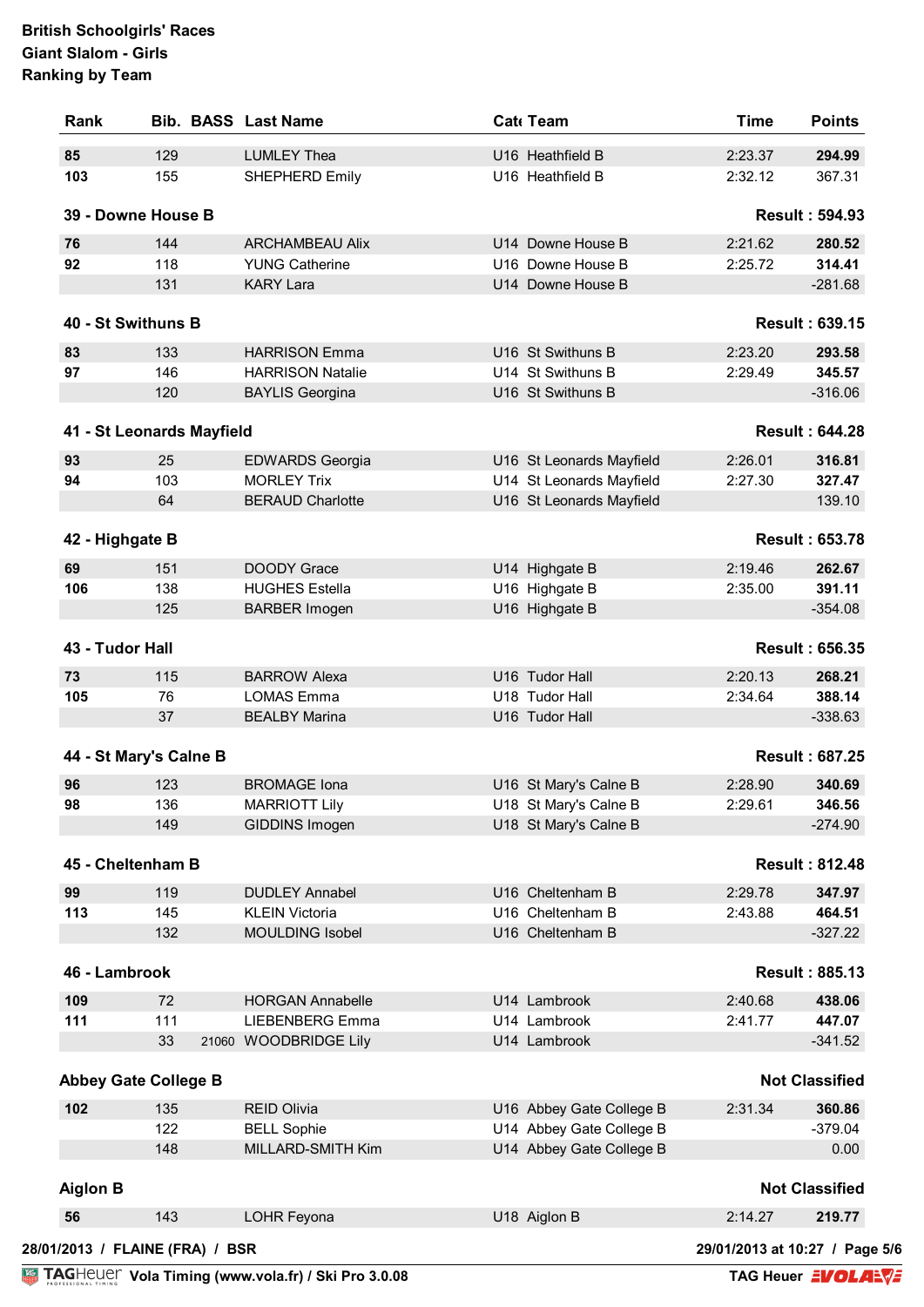**British Schoolgirls' Races**
**Giant Slalom - Girls**
**Ranking by Team**

| Rank | Bib. | BASS | Last Name | Cat | Team | Time | Points |
|---|---|---|---|---|---|---|---|
| **85** | 129 | | LUMLEY Thea | U16 | Heathfield B | 2:23.37 | **294.99** |
| **103** | 155 | | SHEPHERD Emily | U16 | Heathfield B | 2:32.12 | 367.31 |
| **39 - Downe House B** | | | | | | | **Result : 594.93** |
| **76** | 144 | | ARCHAMBEAU Alix | U14 | Downe House B | 2:21.62 | **280.52** |
| **92** | 118 | | YUNG Catherine | U16 | Downe House B | 2:25.72 | **314.41** |
| | 131 | | KARY Lara | U14 | Downe House B | | -281.68 |
| **40 - St Swithuns B** | | | | | | | **Result : 639.15** |
| **83** | 133 | | HARRISON Emma | U16 | St Swithuns B | 2:23.20 | **293.58** |
| **97** | 146 | | HARRISON Natalie | U14 | St Swithuns B | 2:29.49 | **345.57** |
| | 120 | | BAYLIS Georgina | U16 | St Swithuns B | | -316.06 |
| **41 - St Leonards Mayfield** | | | | | | | **Result : 644.28** |
| **93** | 25 | | EDWARDS Georgia | U16 | St Leonards Mayfield | 2:26.01 | **316.81** |
| **94** | 103 | | MORLEY Trix | U14 | St Leonards Mayfield | 2:27.30 | **327.47** |
| | 64 | | BERAUD Charlotte | U16 | St Leonards Mayfield | | 139.10 |
| **42 - Highgate B** | | | | | | | **Result : 653.78** |
| **69** | 151 | | DOODY Grace | U14 | Highgate B | 2:19.46 | **262.67** |
| **106** | 138 | | HUGHES Estella | U16 | Highgate B | 2:35.00 | **391.11** |
| | 125 | | BARBER Imogen | U16 | Highgate B | | -354.08 |
| **43 - Tudor Hall** | | | | | | | **Result : 656.35** |
| **73** | 115 | | BARROW Alexa | U16 | Tudor Hall | 2:20.13 | **268.21** |
| **105** | 76 | | LOMAS Emma | U18 | Tudor Hall | 2:34.64 | **388.14** |
| | 37 | | BEALBY Marina | U16 | Tudor Hall | | -338.63 |
| **44 - St Mary's Calne B** | | | | | | | **Result : 687.25** |
| **96** | 123 | | BROMAGE Iona | U16 | St Mary's Calne B | 2:28.90 | **340.69** |
| **98** | 136 | | MARRIOTT Lily | U18 | St Mary's Calne B | 2:29.61 | **346.56** |
| | 149 | | GIDDINS Imogen | U18 | St Mary's Calne B | | -274.90 |
| **45 - Cheltenham B** | | | | | | | **Result : 812.48** |
| **99** | 119 | | DUDLEY Annabel | U16 | Cheltenham B | 2:29.78 | **347.97** |
| **113** | 145 | | KLEIN Victoria | U16 | Cheltenham B | 2:43.88 | **464.51** |
| | 132 | | MOULDING Isobel | U16 | Cheltenham B | | -327.22 |
| **46 - Lambrook** | | | | | | | **Result : 885.13** |
| **109** | 72 | | HORGAN Annabelle | U14 | Lambrook | 2:40.68 | **438.06** |
| **111** | 111 | | LIEBENBERG Emma | U14 | Lambrook | 2:41.77 | **447.07** |
| | 33 | 21060 | WOODBRIDGE Lily | U14 | Lambrook | | -341.52 |
| **Abbey Gate College B** | | | | | | | **Not Classified** |
| **102** | 135 | | REID Olivia | U16 | Abbey Gate College B | 2:31.34 | **360.86** |
| | 122 | | BELL Sophie | U14 | Abbey Gate College B | | -379.04 |
| | 148 | | MILLARD-SMITH Kim | U14 | Abbey Gate College B | | 0.00 |
| **Aiglon B** | | | | | | | **Not Classified** |
| **56** | 143 | | LOHR Feyona | U18 | Aiglon B | 2:14.27 | **219.77** |

28/01/2013 / FLAINE (FRA) / BSR

29/01/2013 at 10:27

TAG Heuer Vola Timing (www.vola.fr) / Ski Pro 3.0.08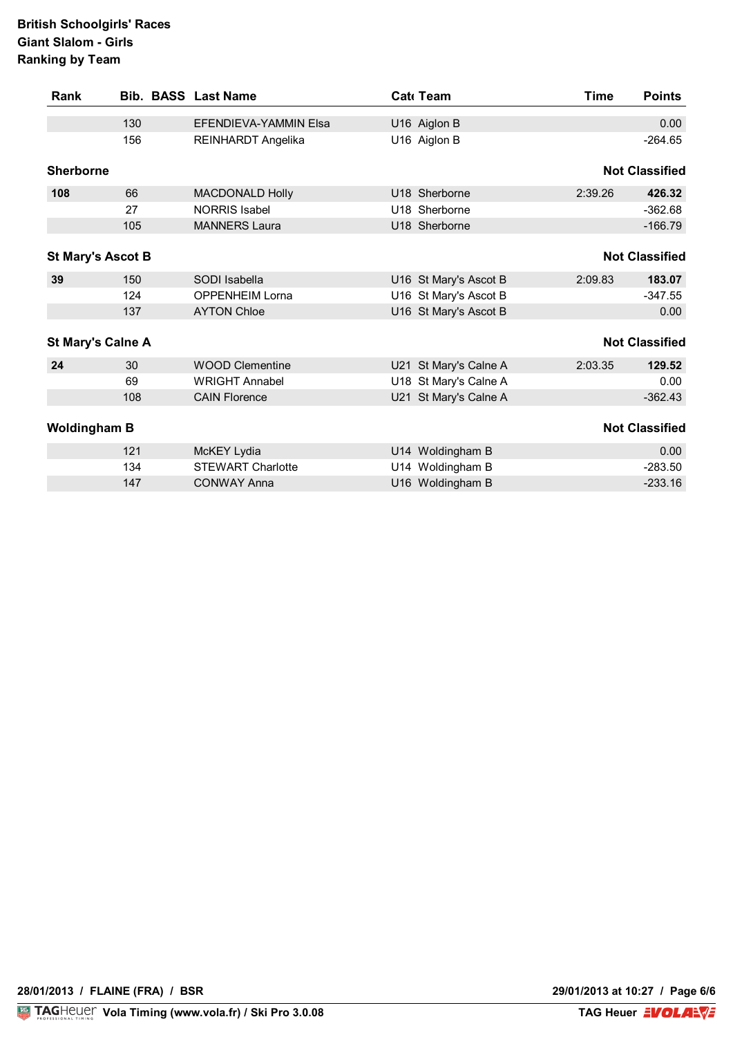British Schoolgirls' Races
Giant Slalom - Girls
Ranking by Team

| Rank | Bib. | BASS | Last Name | Cat | Team | Time | Points |
|---|---|---|---|---|---|---|---|
| | 130 | | EFENDIEVA-YAMMIN Elsa | U16 | Aiglon B | | 0.00 |
| | 156 | | REINHARDT Angelika | U16 | Aiglon B | | -264.65 |
| **Sherborne** | | | | | | | **Not Classified** |
| **108** | 66 | | MACDONALD Holly | U18 | Sherborne | 2:39.26 | **426.32** |
| | 27 | | NORRIS Isabel | U18 | Sherborne | | -362.68 |
| | 105 | | MANNERS Laura | U18 | Sherborne | | -166.79 |
| **St Mary's Ascot B** | | | | | | | **Not Classified** |
| **39** | 150 | | SODI Isabella | U16 | St Mary's Ascot B | 2:09.83 | **183.07** |
| | 124 | | OPPENHEIM Lorna | U16 | St Mary's Ascot B | | -347.55 |
| | 137 | | AYTON Chloe | U16 | St Mary's Ascot B | | 0.00 |
| **St Mary's Calne A** | | | | | | | **Not Classified** |
| **24** | 30 | | WOOD Clementine | U21 | St Mary's Calne A | 2:03.35 | **129.52** |
| | 69 | | WRIGHT Annabel | U18 | St Mary's Calne A | | 0.00 |
| | 108 | | CAIN Florence | U21 | St Mary's Calne A | | -362.43 |
| **Woldingham B** | | | | | | | **Not Classified** |
| | 121 | | McKEY Lydia | U14 | Woldingham B | | 0.00 |
| | 134 | | STEWART Charlotte | U14 | Woldingham B | | -283.50 |
| | 147 | | CONWAY Anna | U16 | Woldingham B | | -233.16 |

28/01/2013 / FLAINE (FRA) / BSR

29/01/2013 at 10:27

Vola Timing (www.vola.fr) / Ski Pro 3.0.08

TAG Heuer VOLA